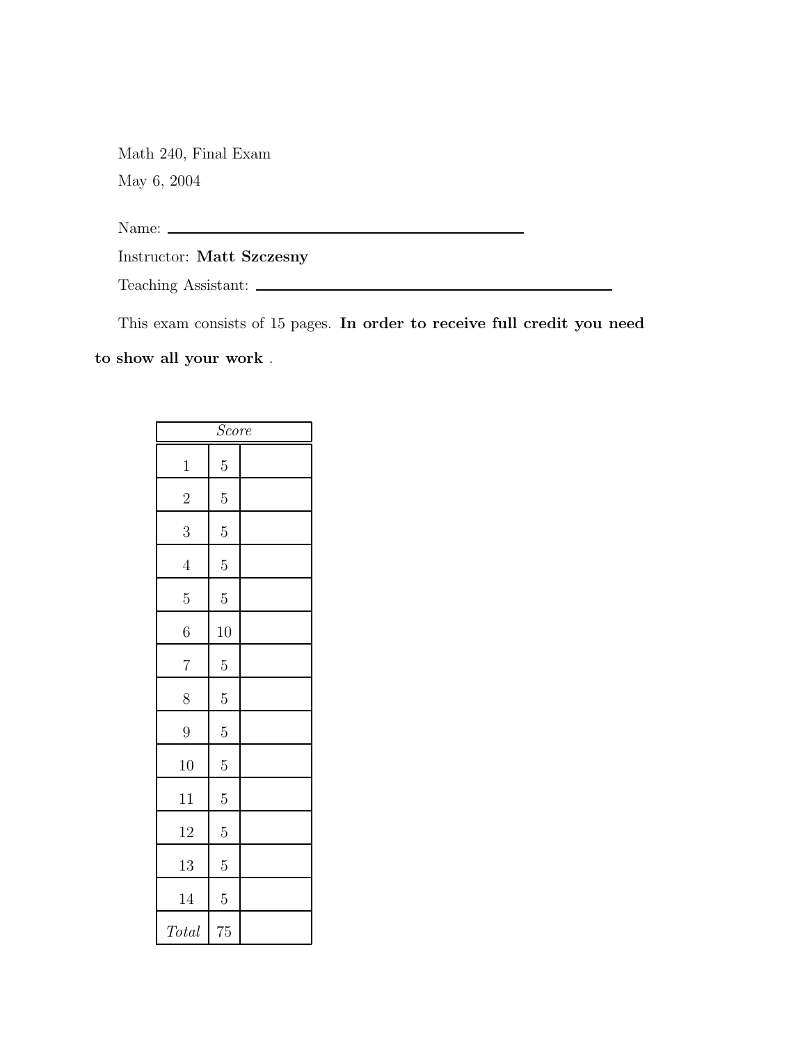Math 240, Final Exam

May 6, 2004

Name: \_\_\_\_\_\_\_\_\_\_\_\_\_\_\_\_\_\_\_\_\_\_\_\_\_\_\_\_\_\_\_\_\_\_\_\_\_\_\_\_

Instructor: **Matt Szczesny**

Teaching Assistant: \_\_\_\_\_\_\_\_\_\_\_\_\_\_\_\_\_\_\_\_\_\_\_\_\_\_\_\_\_\_\_\_\_\_\_\_\_\_\_\_

This exam consists of 15 pages. **In order to receive full credit you need to show all your work** .

| *Score* | | |
|---|---|---|
| 1 | 5 | |
| 2 | 5 | |
| 3 | 5 | |
| 4 | 5 | |
| 5 | 5 | |
| 6 | 10 | |
| 7 | 5 | |
| 8 | 5 | |
| 9 | 5 | |
| 10 | 5 | |
| 11 | 5 | |
| 12 | 5 | |
| 13 | 5 | |
| 14 | 5 | |
| *Total* | 75 | |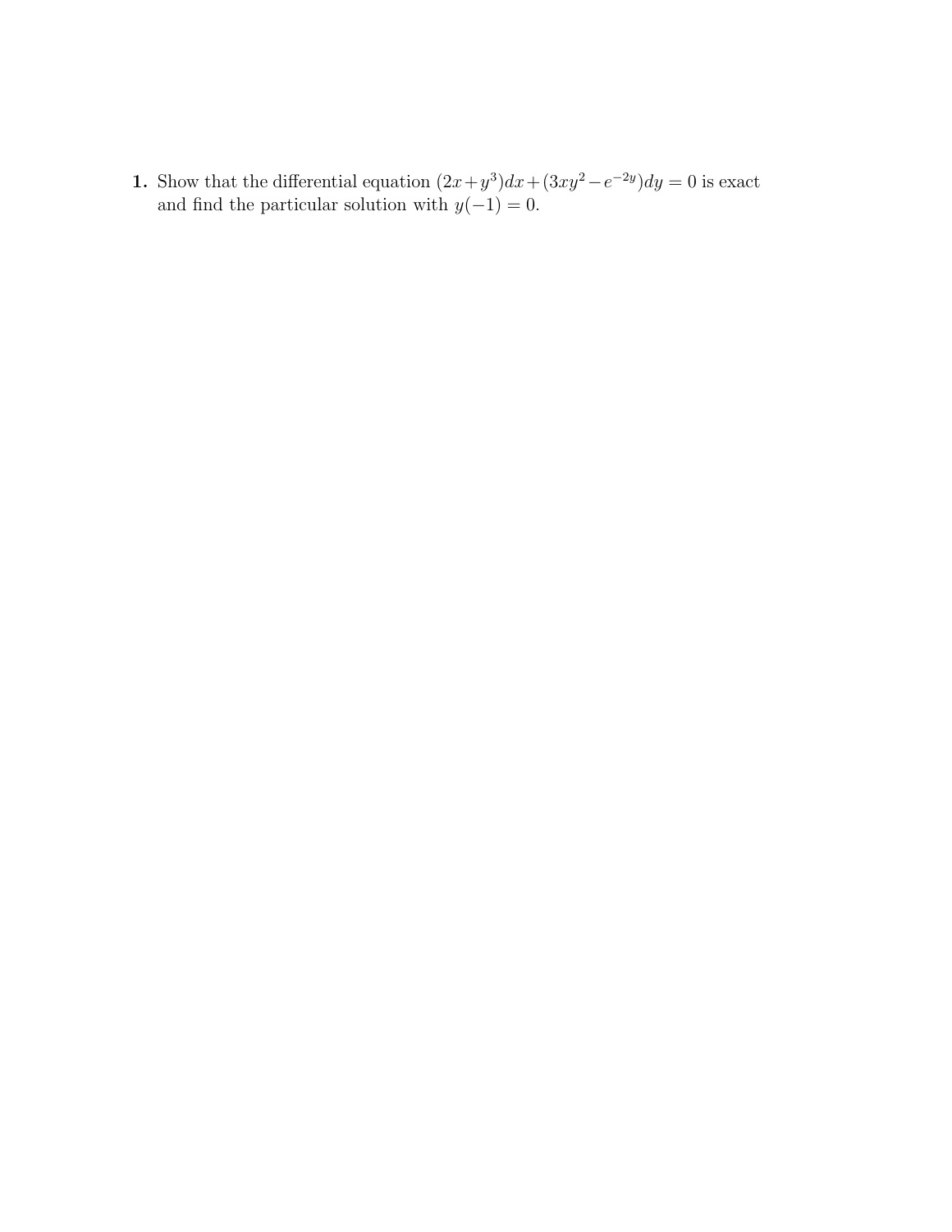**1.** Show that the differential equation $(2x+y^3)dx+(3xy^2-e^{-2y})dy = 0$ is exact and find the particular solution with $y(-1) = 0$.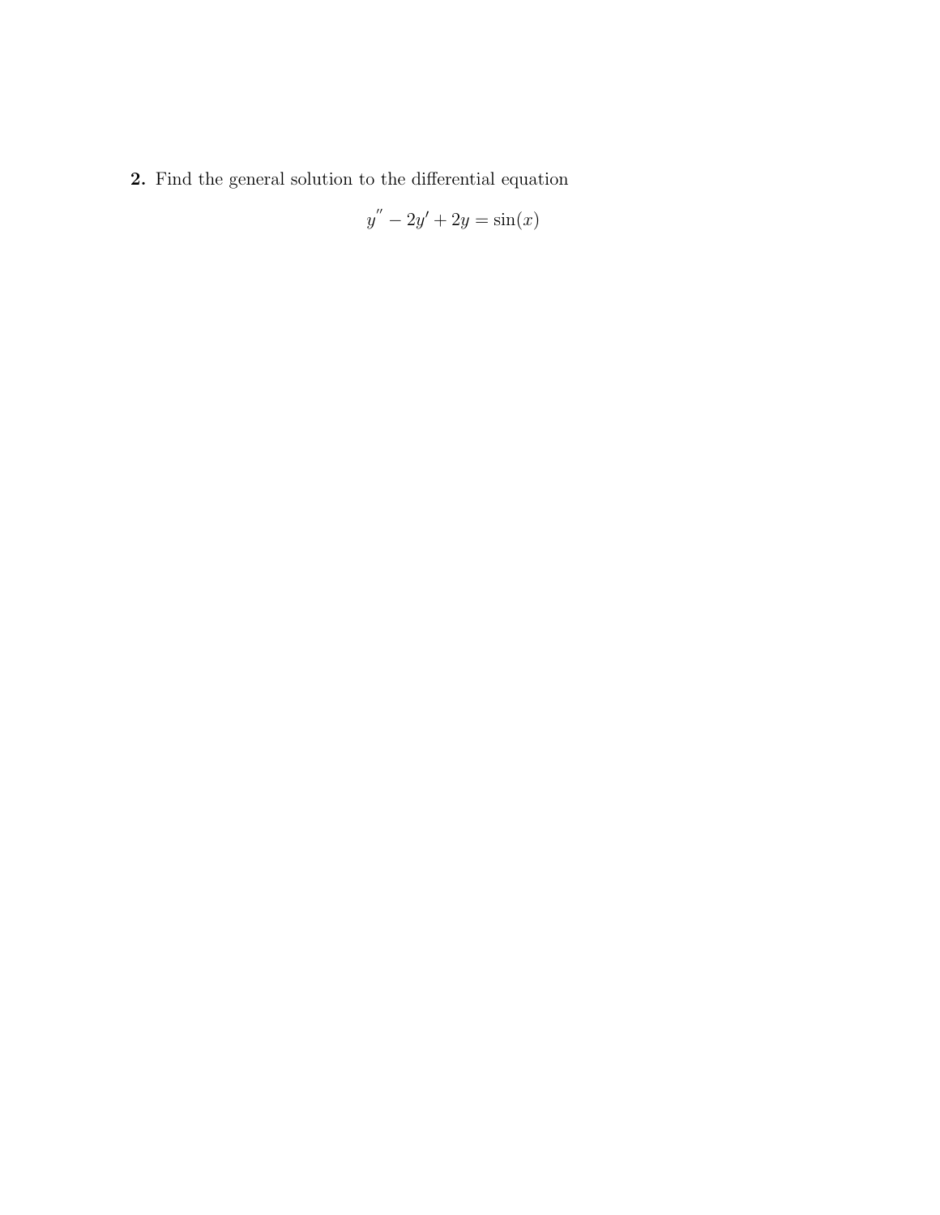**2.** Find the general solution to the differential equation

$$y'' - 2y' + 2y = \sin(x)$$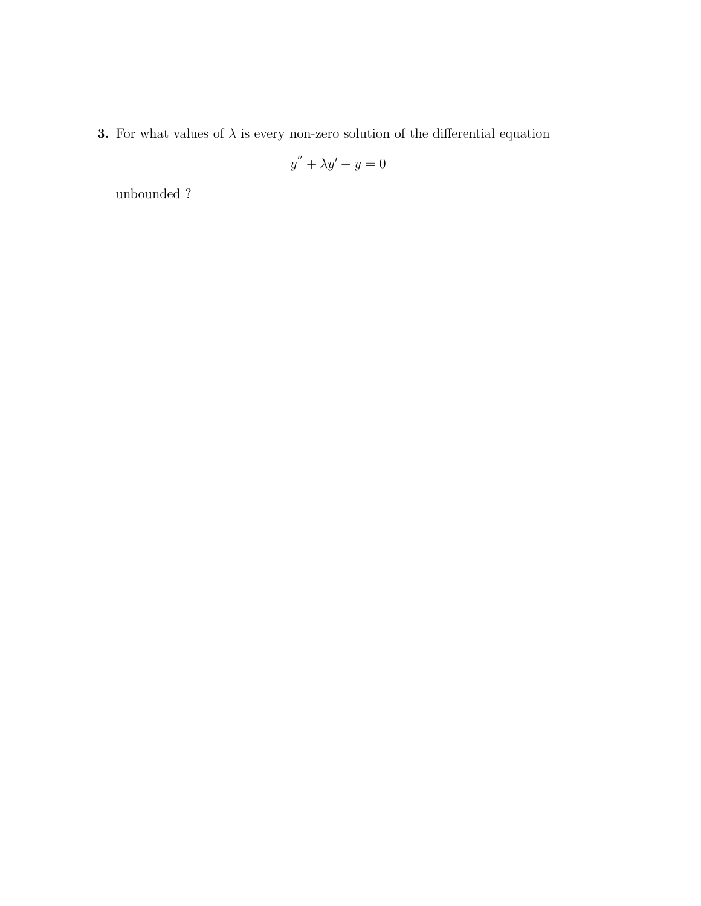**3.** For what values of $\lambda$ is every non-zero solution of the differential equation

$$y'' + \lambda y' + y = 0$$

unbounded ?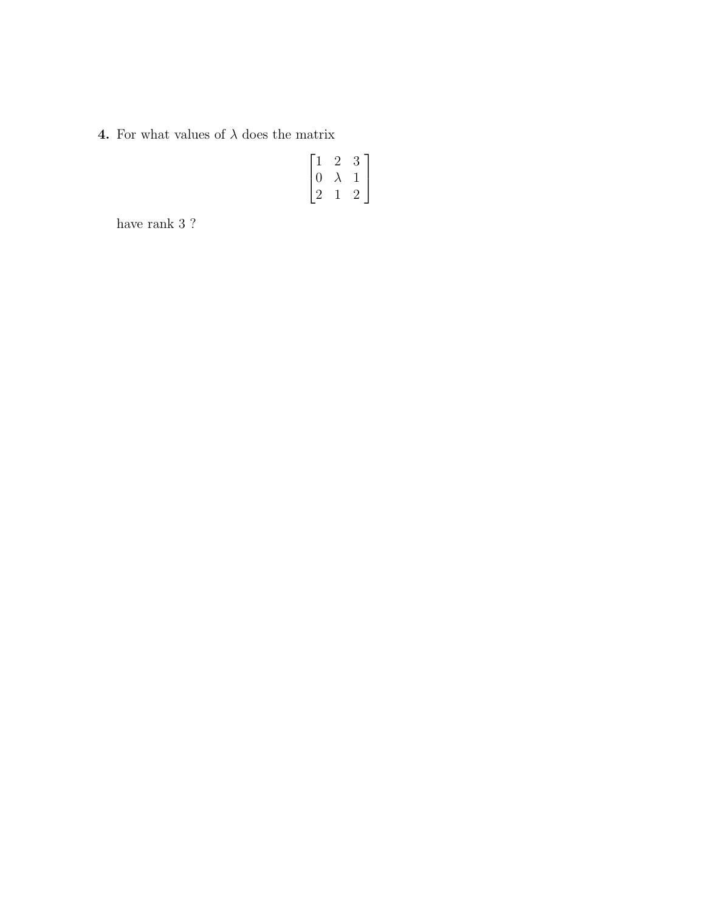**4.** For what values of $\lambda$ does the matrix

$$\begin{bmatrix} 1 & 2 & 3 \\ 0 & \lambda & 1 \\ 2 & 1 & 2 \end{bmatrix}$$

have rank 3 ?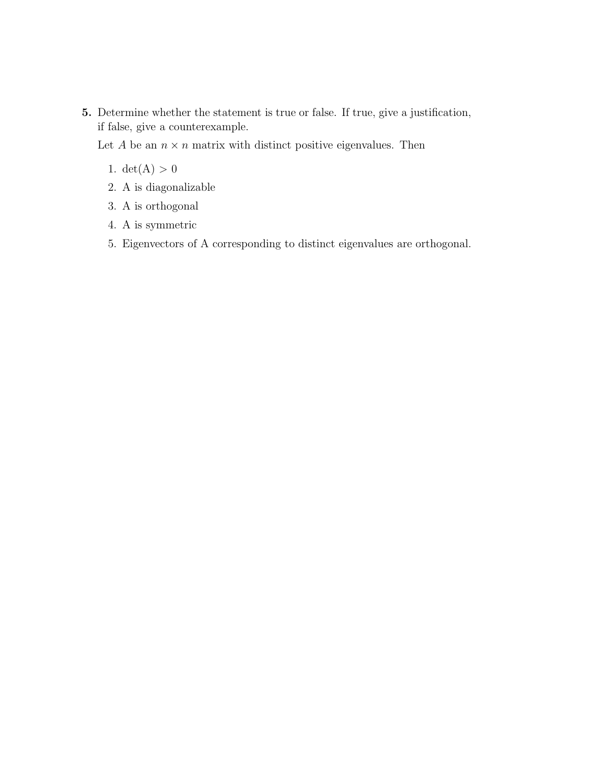**5.** Determine whether the statement is true or false. If true, give a justification, if false, give a counterexample.

Let $A$ be an $n \times n$ matrix with distinct positive eigenvalues. Then

1. $\det(A) > 0$
2. A is diagonalizable
3. A is orthogonal
4. A is symmetric
5. Eigenvectors of A corresponding to distinct eigenvalues are orthogonal.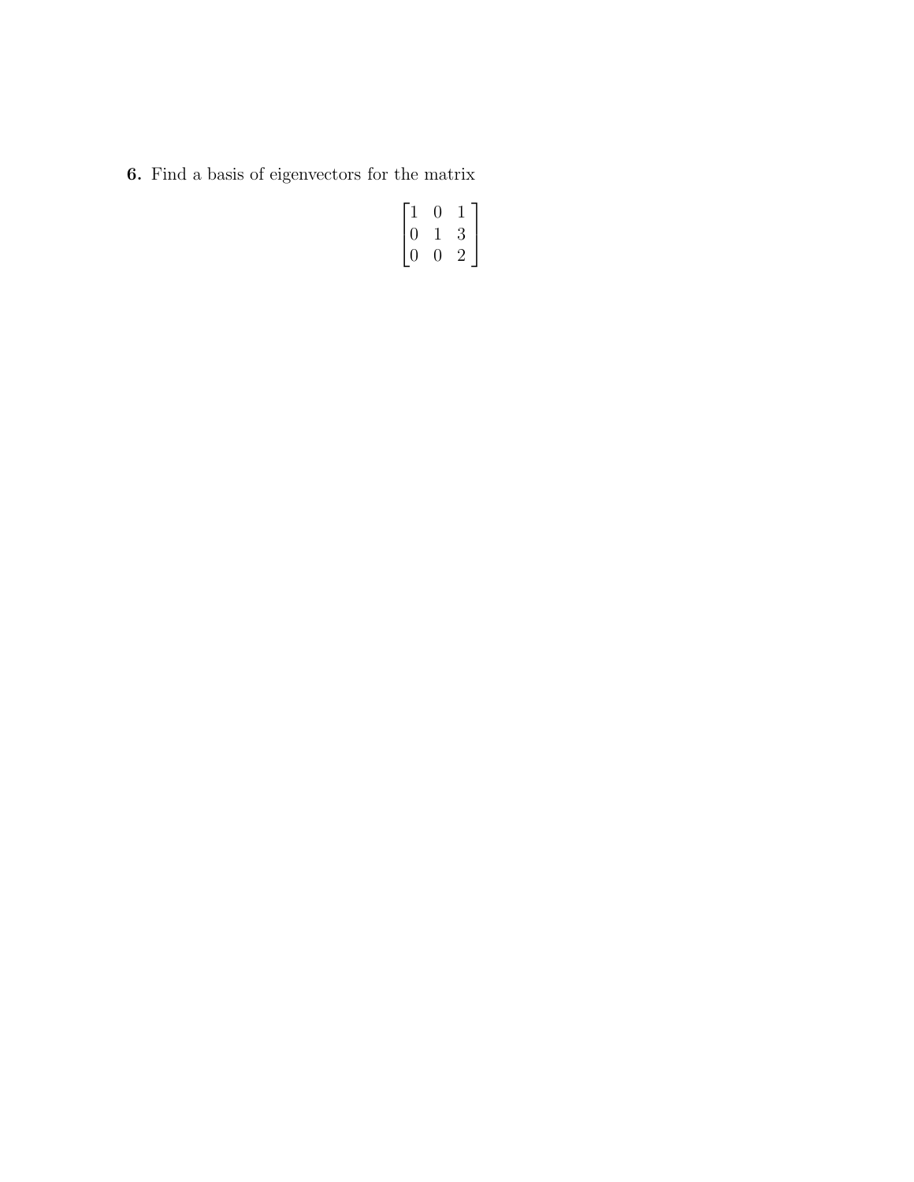**6.** Find a basis of eigenvectors for the matrix

$$\begin{bmatrix} 1 & 0 & 1 \\ 0 & 1 & 3 \\ 0 & 0 & 2 \end{bmatrix}$$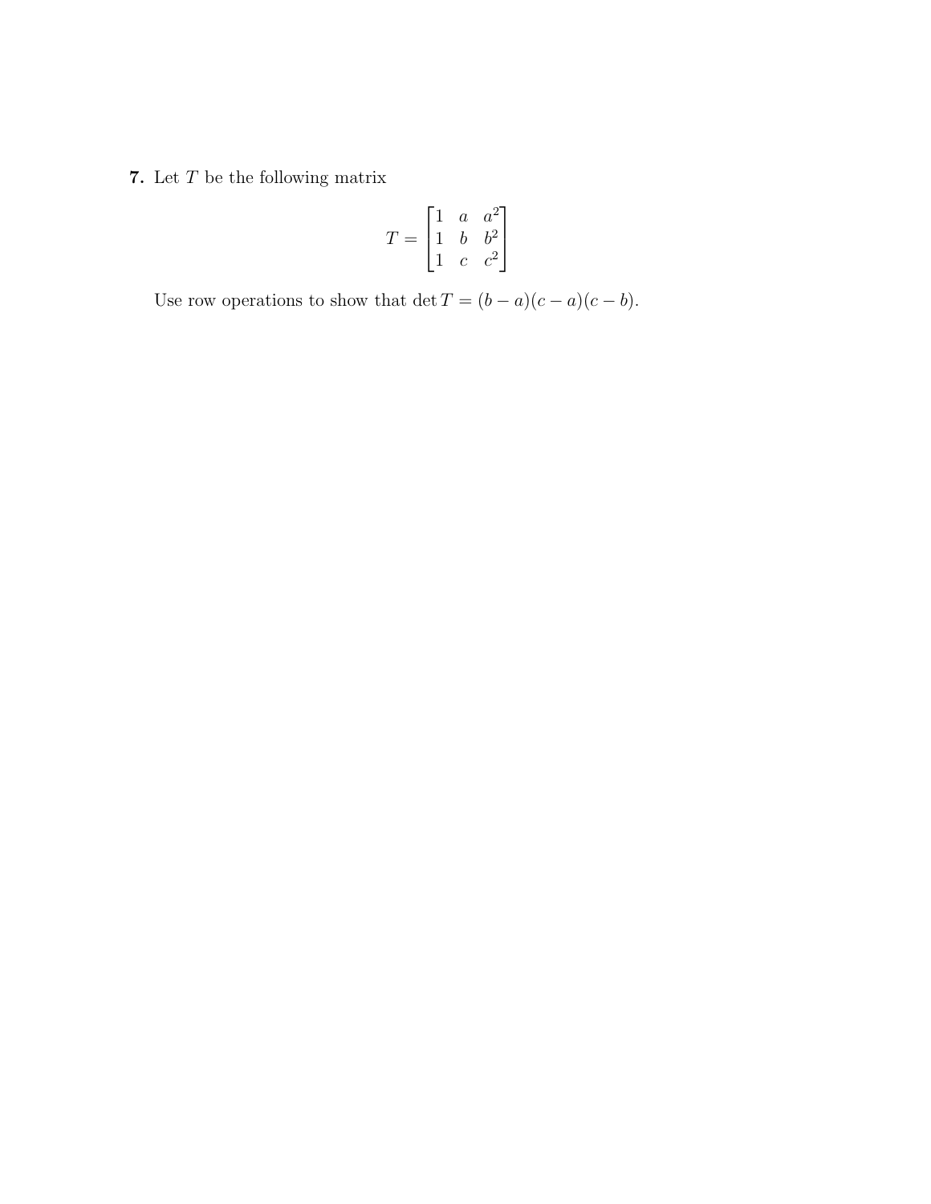**7.** Let $T$ be the following matrix

$$T = \begin{bmatrix} 1 & a & a^2 \\ 1 & b & b^2 \\ 1 & c & c^2 \end{bmatrix}$$

Use row operations to show that $\det T = (b-a)(c-a)(c-b)$.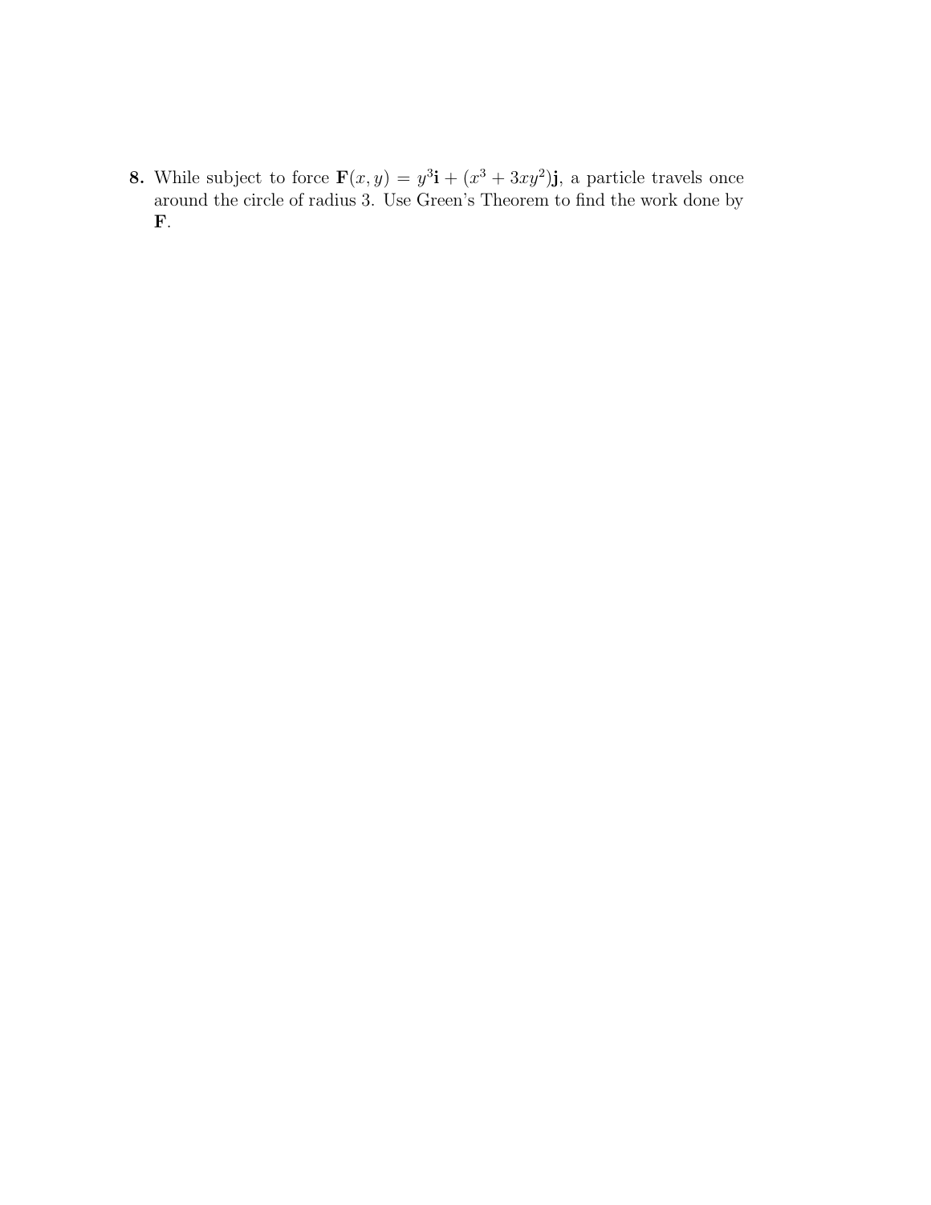**8.** While subject to force $\mathbf{F}(x, y) = y^3\mathbf{i} + (x^3 + 3xy^2)\mathbf{j}$, a particle travels once around the circle of radius 3. Use Green's Theorem to find the work done by $\mathbf{F}$.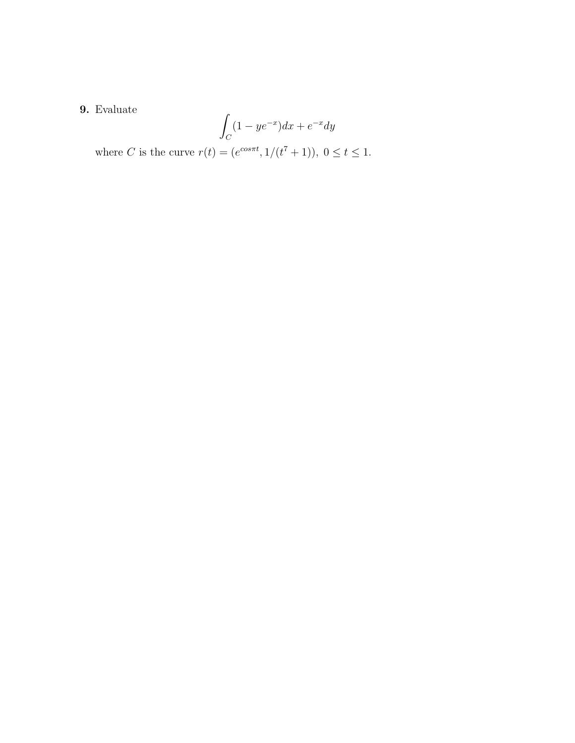**9.** Evaluate

$$\int_C (1 - ye^{-x})dx + e^{-x}dy$$

where $C$ is the curve $r(t) = (e^{cos\pi t}, 1/(t^7 + 1)),\ 0 \leq t \leq 1.$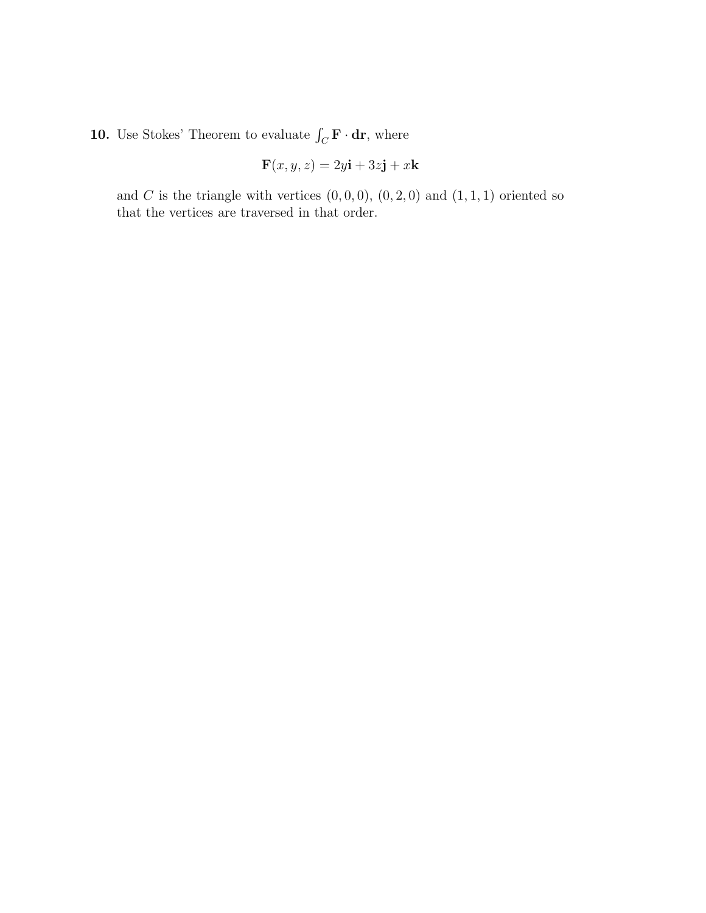**10.** Use Stokes' Theorem to evaluate $\int_C \mathbf{F} \cdot \mathbf{dr}$, where

$$\mathbf{F}(x, y, z) = 2y\mathbf{i} + 3z\mathbf{j} + x\mathbf{k}$$

and $C$ is the triangle with vertices $(0, 0, 0)$, $(0, 2, 0)$ and $(1, 1, 1)$ oriented so that the vertices are traversed in that order.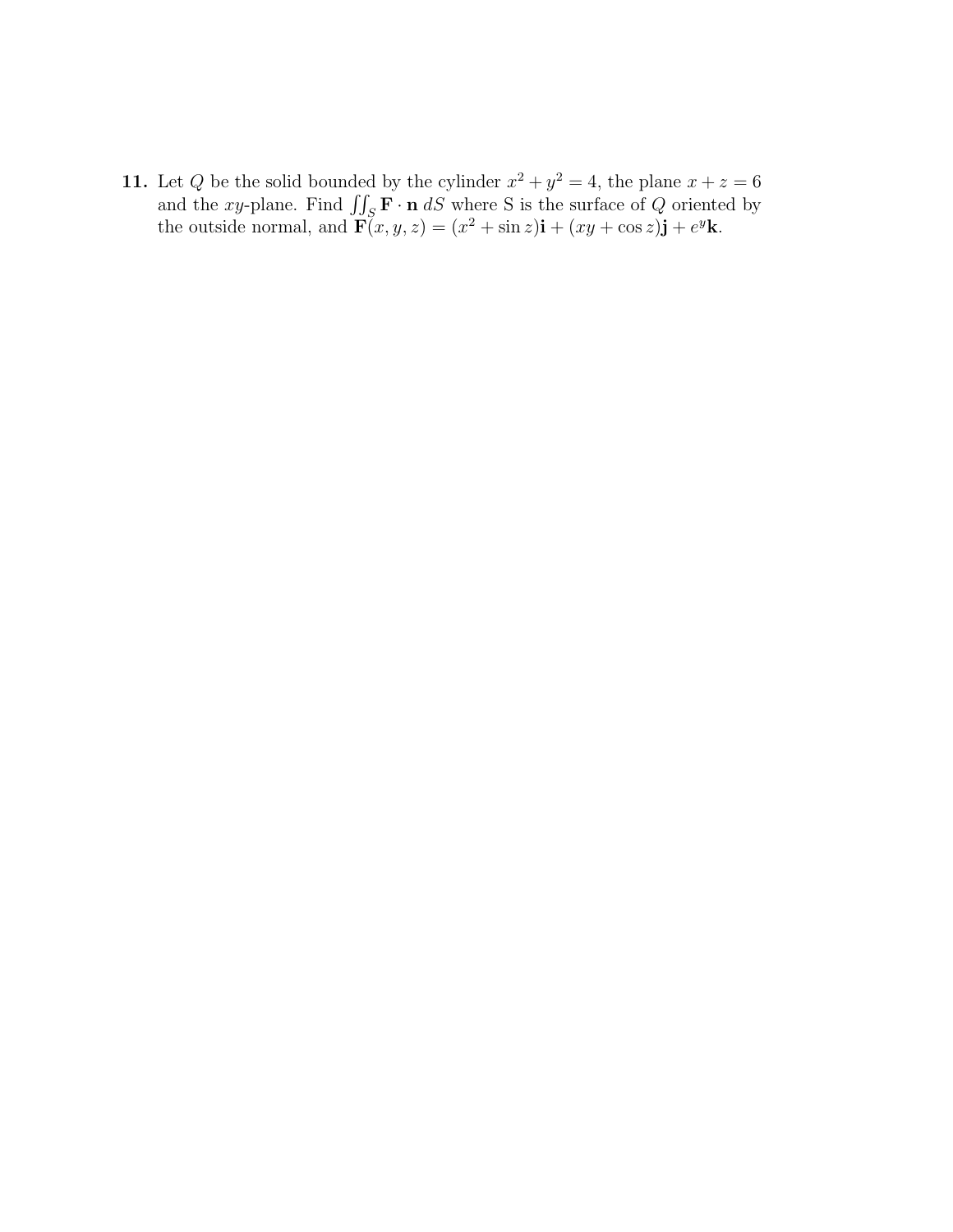**11.** Let $Q$ be the solid bounded by the cylinder $x^2 + y^2 = 4$, the plane $x + z = 6$ and the $xy$-plane. Find $\iint_S \mathbf{F} \cdot \mathbf{n}\, dS$ where S is the surface of $Q$ oriented by the outside normal, and $\mathbf{F}(x, y, z) = (x^2 + \sin z)\mathbf{i} + (xy + \cos z)\mathbf{j} + e^y\mathbf{k}$.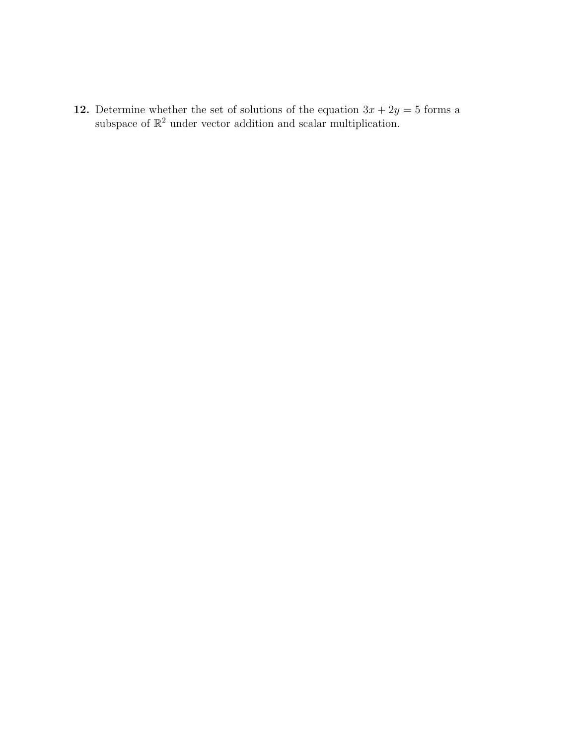**12.** Determine whether the set of solutions of the equation $3x + 2y = 5$ forms a subspace of $\mathbb{R}^2$ under vector addition and scalar multiplication.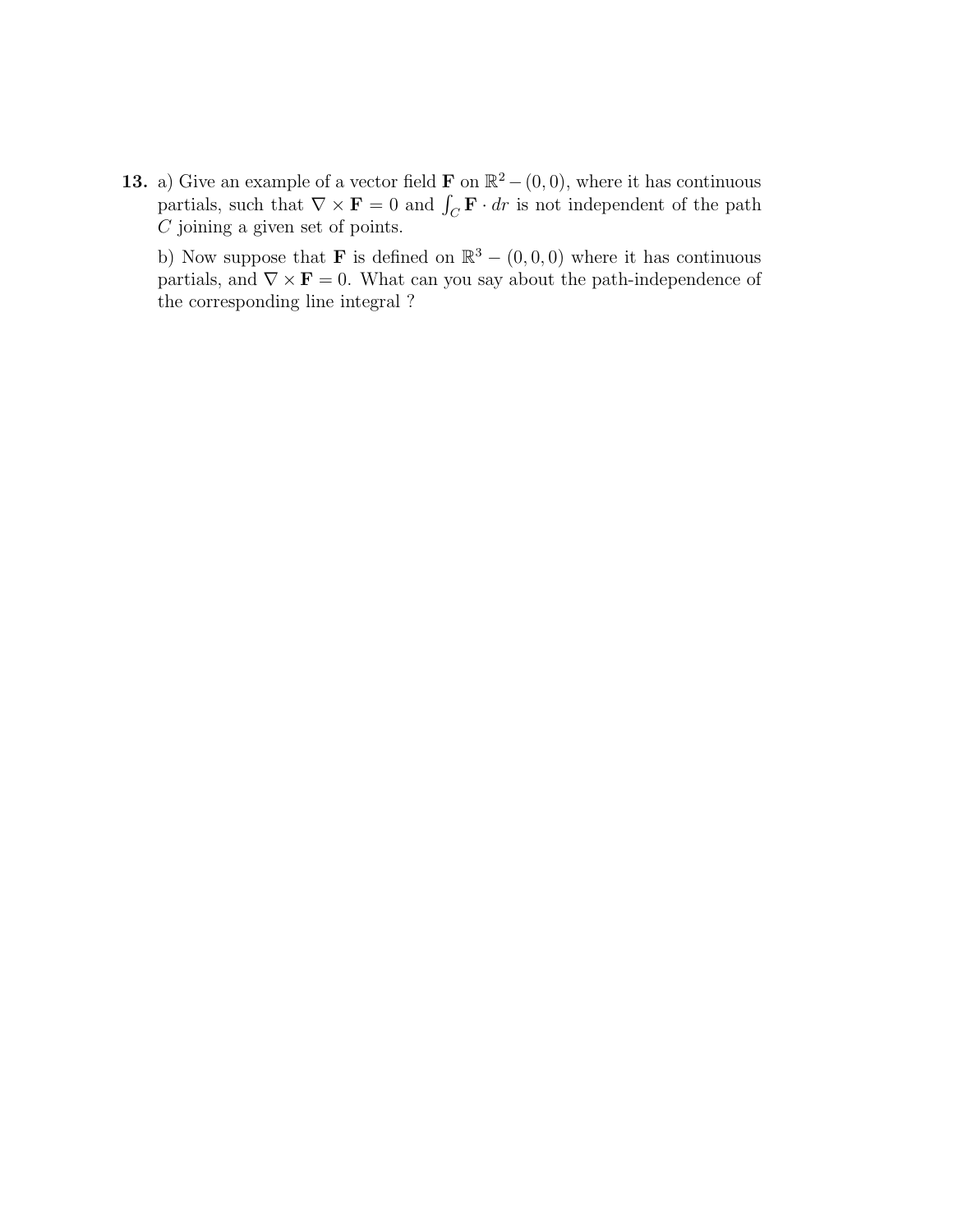**13.** a) Give an example of a vector field $\mathbf{F}$ on $\mathbb{R}^2 - (0,0)$, where it has continuous partials, such that $\nabla \times \mathbf{F} = 0$ and $\int_C \mathbf{F} \cdot dr$ is not independent of the path $C$ joining a given set of points.

b) Now suppose that $\mathbf{F}$ is defined on $\mathbb{R}^3 - (0,0,0)$ where it has continuous partials, and $\nabla \times \mathbf{F} = 0$. What can you say about the path-independence of the corresponding line integral ?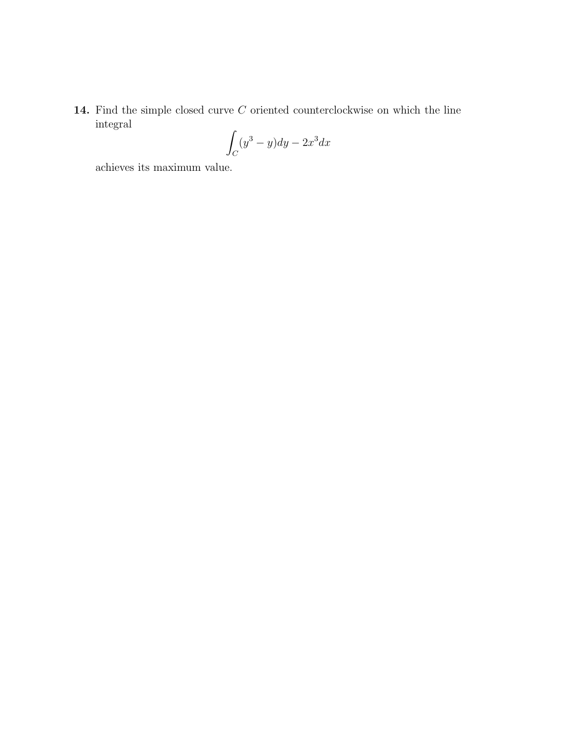**14.** Find the simple closed curve $C$ oriented counterclockwise on which the line integral

$$\int_C (y^3 - y)dy - 2x^3dx$$

achieves its maximum value.